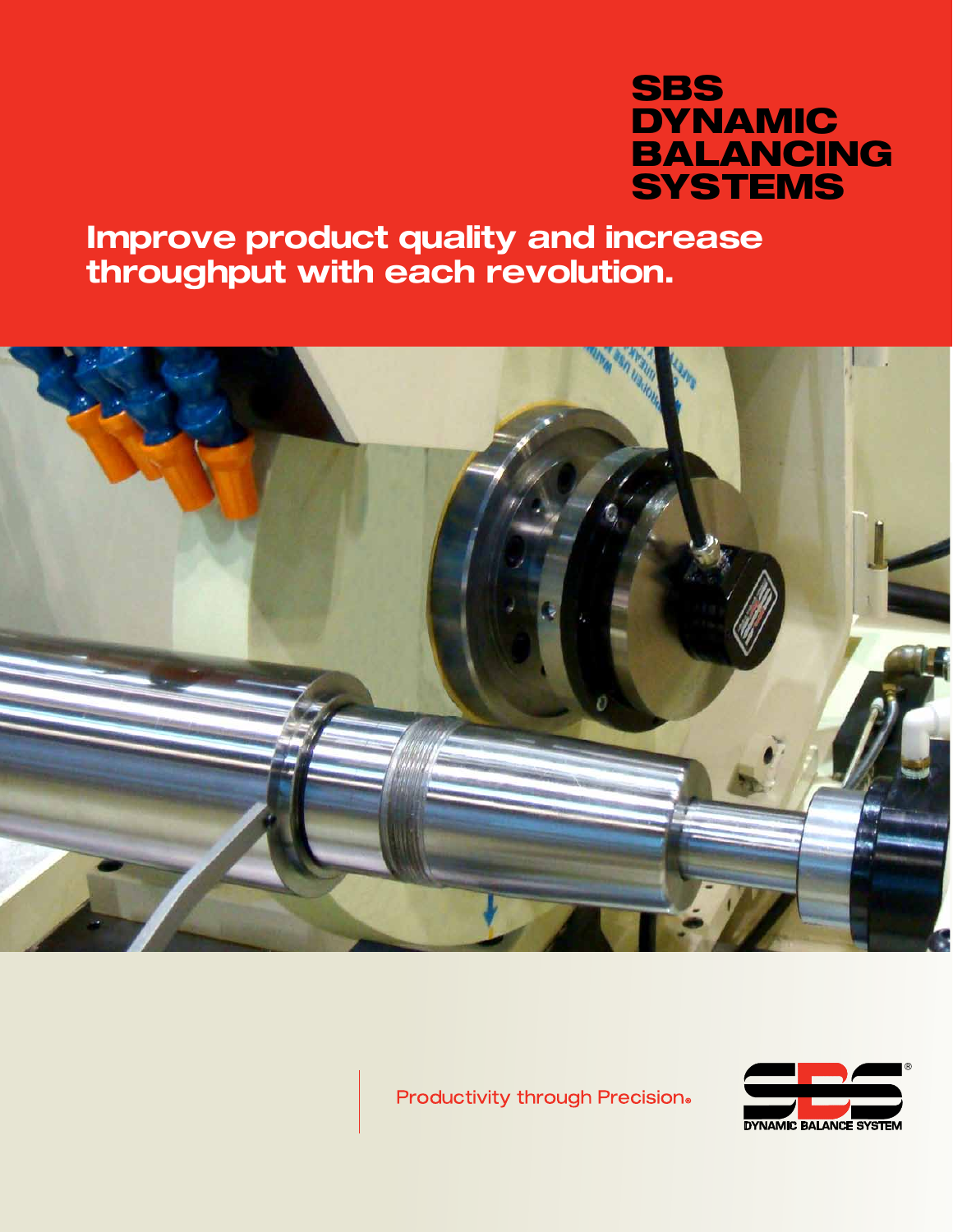# SBS DYNAMIC BALANCING SYSTEMS

## Improve product quality and increase throughput with each revolution.

Productivity through Precision.

DYNAMIC BALANCE SYSTEM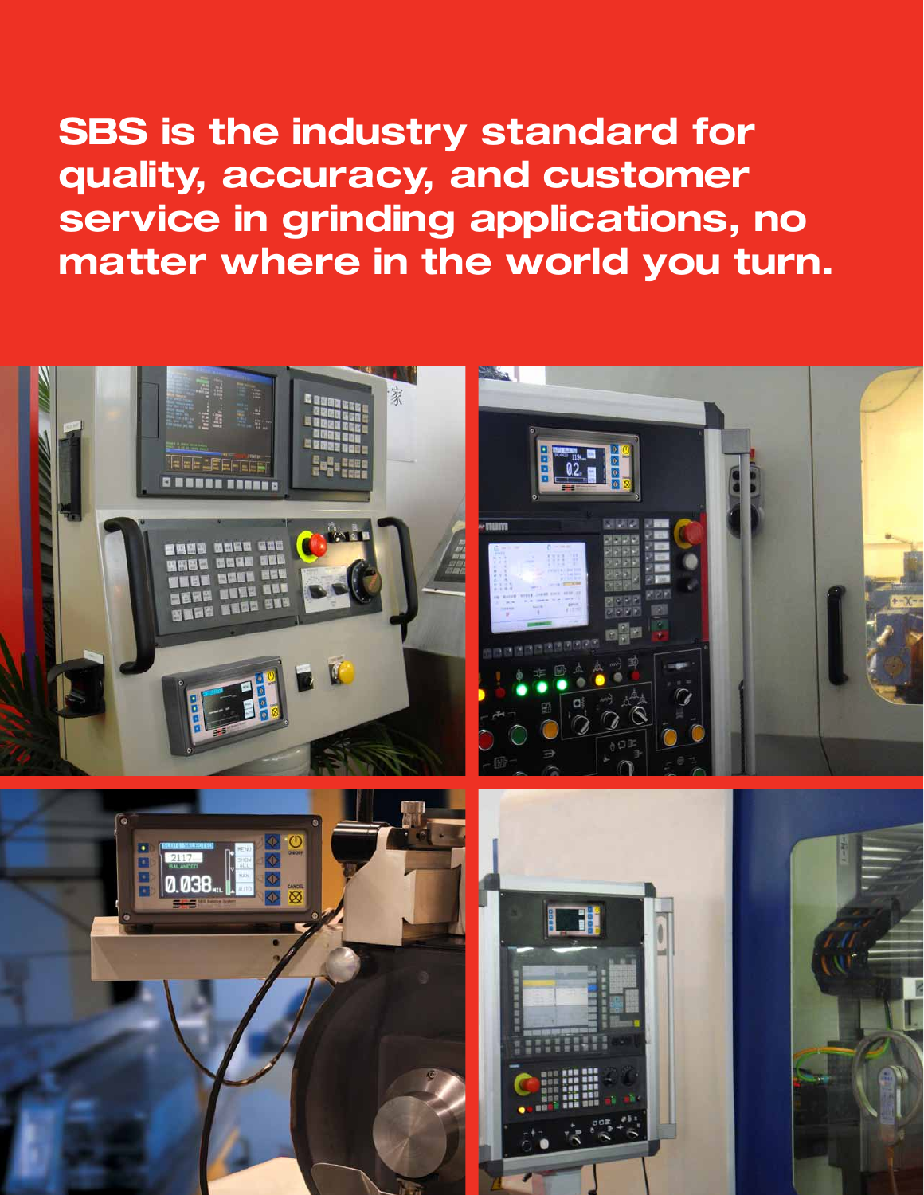**SBS is the industry standard for quality, accuracy, and customer service in grinding applications, no matter where in the world you turn.**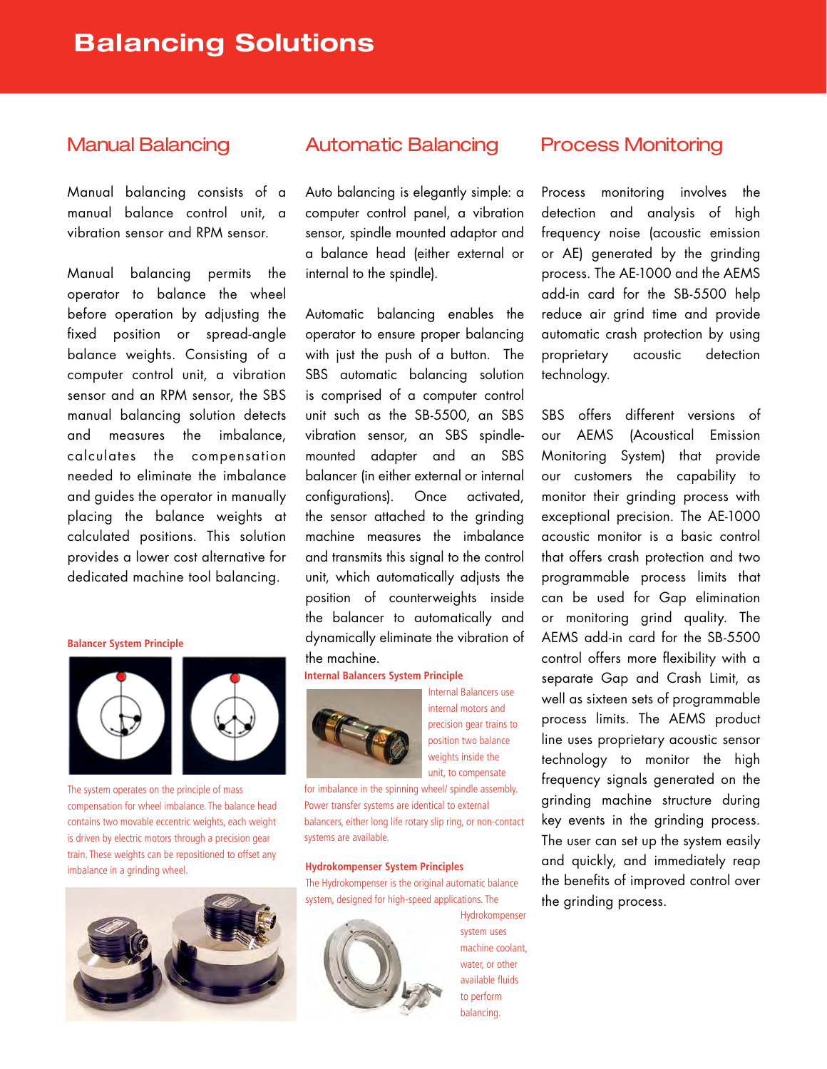# Balancing Solutions

## Manual Balancing

Manual balancing consists of a manual balance control unit, a vibration sensor and RPM sensor.

Manual balancing permits the operator to balance the wheel before operation by adjusting the fixed position or spread-angle balance weights. Consisting of a computer control unit, a vibration sensor and an RPM sensor, the SBS manual balancing solution detects and measures the imbalance, calculates the compensation needed to eliminate the imbalance and guides the operator in manually placing the balance weights at calculated positions. This solution provides a lower cost alternative for dedicated machine tool balancing.

**Balancer System Principle**

The system operates on the principle of mass compensation for wheel imbalance. The balance head contains two movable eccentric weights, each weight is driven by electric motors through a precision gear train. These weights can be repositioned to offset any imbalance in a grinding wheel.

## Automatic Balancing

Auto balancing is elegantly simple: a computer control panel, a vibration sensor, spindle mounted adaptor and a balance head (either external or internal to the spindle).

Automatic balancing enables the operator to ensure proper balancing with just the push of a button. The SBS automatic balancing solution is comprised of a computer control unit such as the SB-5500, an SBS vibration sensor, an SBS spindle-mounted adapter and an SBS balancer (in either external or internal configurations). Once activated, the sensor attached to the grinding machine measures the imbalance and transmits this signal to the control unit, which automatically adjusts the position of counterweights inside the balancer to automatically and dynamically eliminate the vibration of the machine.

**Internal Balancers System Principle**

Internal Balancers use internal motors and precision gear trains to position two balance weights inside the unit, to compensate for imbalance in the spinning wheel/ spindle assembly. Power transfer systems are identical to external balancers, either long life rotary slip ring, or non-contact systems are available.

**Hydrokompenser System Principles**

The Hydrokompenser is the original automatic balance system, designed for high-speed applications. The Hydrokompenser system uses machine coolant, water, or other available fluids to perform balancing.

## Process Monitoring

Process monitoring involves the detection and analysis of high frequency noise (acoustic emission or AE) generated by the grinding process. The AE-1000 and the AEMS add-in card for the SB-5500 help reduce air grind time and provide automatic crash protection by using proprietary acoustic detection technology.

SBS offers different versions of our AEMS (Acoustical Emission Monitoring System) that provide our customers the capability to monitor their grinding process with exceptional precision. The AE-1000 acoustic monitor is a basic control that offers crash protection and two programmable process limits that can be used for Gap elimination or monitoring grind quality. The AEMS add-in card for the SB-5500 control offers more flexibility with a separate Gap and Crash Limit, as well as sixteen sets of programmable process limits. The AEMS product line uses proprietary acoustic sensor technology to monitor the high frequency signals generated on the grinding machine structure during key events in the grinding process. The user can set up the system easily and quickly, and immediately reap the benefits of improved control over the grinding process.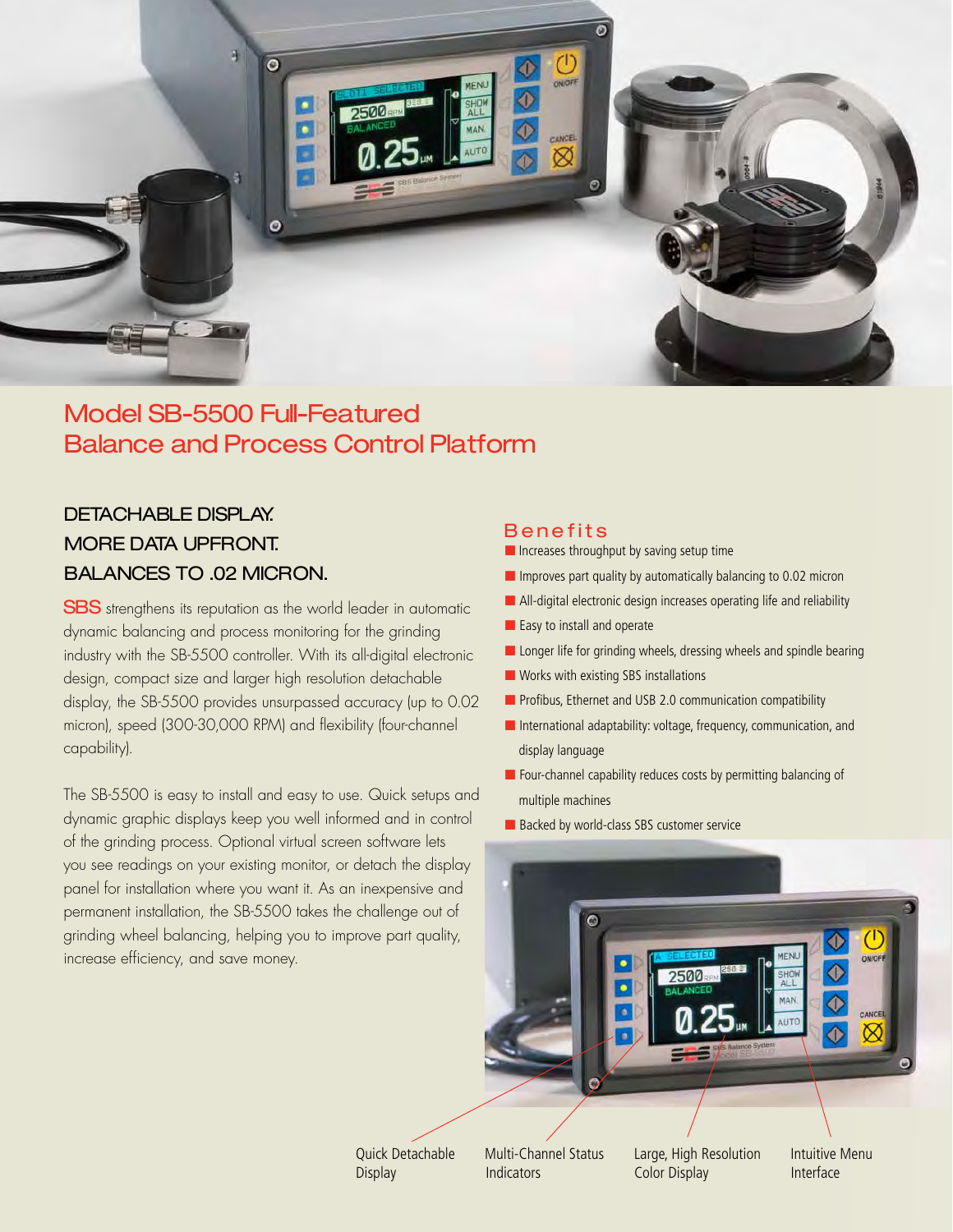# Model SB-5500 Full-Featured Balance and Process Control Platform

## DETACHABLE DISPLAY.
## MORE DATA UPFRONT.
## BALANCES TO .02 MICRON.

SBS strengthens its reputation as the world leader in automatic dynamic balancing and process monitoring for the grinding industry with the SB-5500 controller. With its all-digital electronic design, compact size and larger high resolution detachable display, the SB-5500 provides unsurpassed accuracy (up to 0.02 micron), speed (300-30,000 RPM) and flexibility (four-channel capability).

The SB-5500 is easy to install and easy to use. Quick setups and dynamic graphic displays keep you well informed and in control of the grinding process. Optional virtual screen software lets you see readings on your existing monitor, or detach the display panel for installation where you want it. As an inexpensive and permanent installation, the SB-5500 takes the challenge out of grinding wheel balancing, helping you to improve part quality, increase efficiency, and save money.

## Benefits

- Increases throughput by saving setup time
- Improves part quality by automatically balancing to 0.02 micron
- All-digital electronic design increases operating life and reliability
- Easy to install and operate
- Longer life for grinding wheels, dressing wheels and spindle bearing
- Works with existing SBS installations
- Profibus, Ethernet and USB 2.0 communication compatibility
- International adaptability: voltage, frequency, communication, and display language
- Four-channel capability reduces costs by permitting balancing of multiple machines
- Backed by world-class SBS customer service

Quick Detachable Display

Multi-Channel Status Indicators

Large, High Resolution Color Display

Intuitive Menu Interface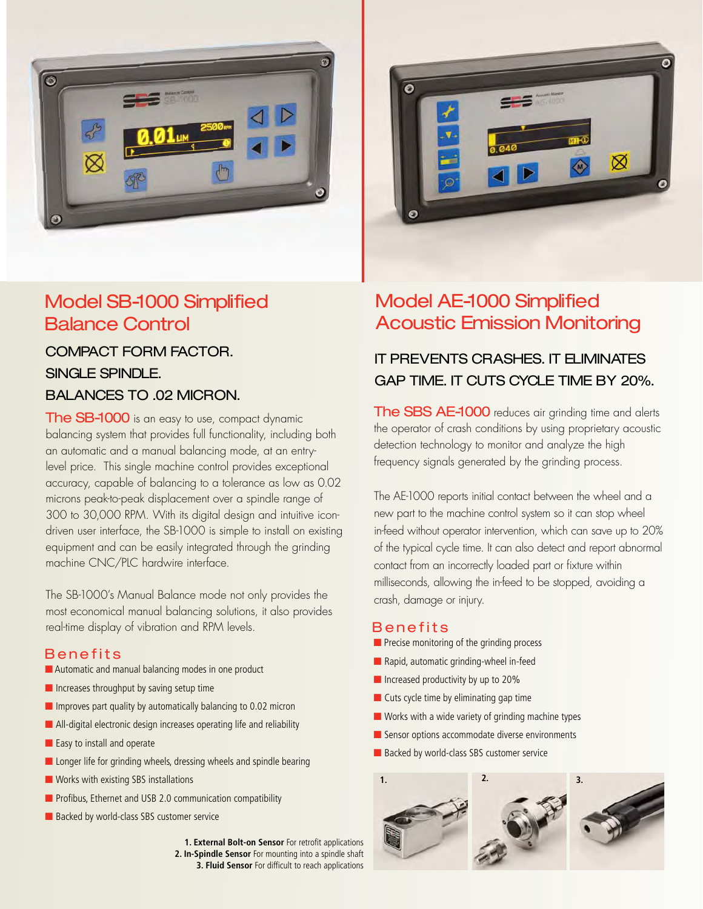## Model SB-1000 Simplified Balance Control

### COMPACT FORM FACTOR.
### SINGLE SPINDLE.
### BALANCES TO .02 MICRON.

**The SB-1000** is an easy to use, compact dynamic balancing system that provides full functionality, including both an automatic and a manual balancing mode, at an entry-level price. This single machine control provides exceptional accuracy, capable of balancing to a tolerance as low as 0.02 microns peak-to-peak displacement over a spindle range of 300 to 30,000 RPM. With its digital design and intuitive icon-driven user interface, the SB-1000 is simple to install on existing equipment and can be easily integrated through the grinding machine CNC/PLC hardwire interface.

The SB-1000's Manual Balance mode not only provides the most economical manual balancing solutions, it also provides real-time display of vibration and RPM levels.

### Benefits

- Automatic and manual balancing modes in one product
- Increases throughput by saving setup time
- Improves part quality by automatically balancing to 0.02 micron
- All-digital electronic design increases operating life and reliability
- Easy to install and operate
- Longer life for grinding wheels, dressing wheels and spindle bearing
- Works with existing SBS installations
- Profibus, Ethernet and USB 2.0 communication compatibility
- Backed by world-class SBS customer service

## Model AE-1000 Simplified Acoustic Emission Monitoring

### IT PREVENTS CRASHES. IT ELIMINATES GAP TIME. IT CUTS CYCLE TIME BY 20%.

**The SBS AE-1000** reduces air grinding time and alerts the operator of crash conditions by using proprietary acoustic detection technology to monitor and analyze the high frequency signals generated by the grinding process.

The AE-1000 reports initial contact between the wheel and a new part to the machine control system so it can stop wheel in-feed without operator intervention, which can save up to 20% of the typical cycle time. It can also detect and report abnormal contact from an incorrectly loaded part or fixture within milliseconds, allowing the in-feed to be stopped, avoiding a crash, damage or injury.

### Benefits

- Precise monitoring of the grinding process
- Rapid, automatic grinding-wheel in-feed
- Increased productivity by up to 20%
- Cuts cycle time by eliminating gap time
- Works with a wide variety of grinding machine types
- Sensor options accommodate diverse environments
- Backed by world-class SBS customer service

1. 2. 3.

**1. External Bolt-on Sensor** For retrofit applications
**2. In-Spindle Sensor** For mounting into a spindle shaft
**3. Fluid Sensor** For difficult to reach applications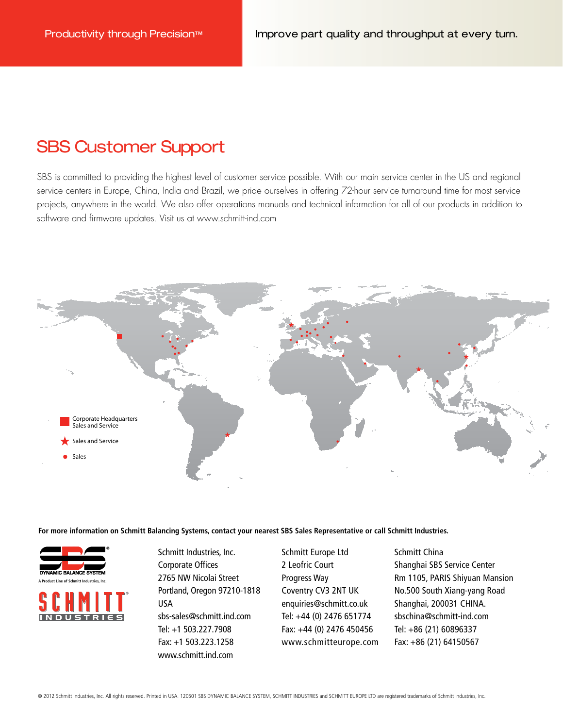Productivity through Precision™

Improve part quality and throughput at every turn.

# SBS Customer Support

SBS is committed to providing the highest level of customer service possible. With our main service center in the US and regional service centers in Europe, China, India and Brazil, we pride ourselves in offering 72-hour service turnaround time for most service projects, anywhere in the world. We also offer operations manuals and technical information for all of our products in addition to software and firmware updates. Visit us at www.schmitt-ind.com

Corporate Headquarters Sales and Service

Sales and Service

Sales

**For more information on Schmitt Balancing Systems, contact your nearest SBS Sales Representative or call Schmitt Industries.**

SBS® DYNAMIC BALANCE SYSTEM
A Product Line of Schmitt Industries, Inc.

SCHMITT® INDUSTRIES

Schmitt Industries, Inc.
Corporate Offices
2765 NW Nicolai Street
Portland, Oregon 97210-1818
USA
sbs-sales@schmitt.ind.com
Tel: +1 503.227.7908
Fax: +1 503.223.1258
www.schmitt.ind.com

Schmitt Europe Ltd
2 Leofric Court
Progress Way
Coventry CV3 2NT UK
enquiries@schmitt.co.uk
Tel: +44 (0) 2476 651774
Fax: +44 (0) 2476 450456
www.schmitteurope.com

Schmitt China
Shanghai SBS Service Center
Rm 1105, PARIS Shiyuan Mansion
No.500 South Xiang-yang Road
Shanghai, 200031 CHINA.
sbschina@schmitt-ind.com
Tel: +86 (21) 60896337
Fax: +86 (21) 64150567

© 2012 Schmitt Industries, Inc. All rights reserved. Printed in USA. 120501 SBS DYNAMIC BALANCE SYSTEM, SCHMITT INDUSTRIES and SCHMITT EUROPE LTD are registered trademarks of Schmitt Industries, Inc.